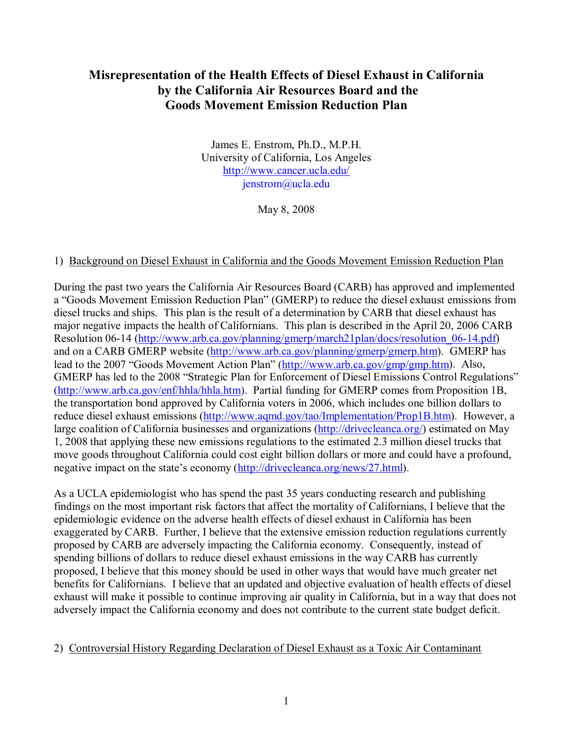# Misrepresentation of the Health Effects of Diesel Exhaust in California by the California Air Resources Board and the Goods Movement Emission Reduction Plan

James E. Enstrom, Ph.D., M.P.H.
University of California, Los Angeles
http://www.cancer.ucla.edu/
jenstrom@ucla.edu

May 8, 2008

## 1) Background on Diesel Exhaust in California and the Goods Movement Emission Reduction Plan

During the past two years the California Air Resources Board (CARB) has approved and implemented a "Goods Movement Emission Reduction Plan" (GMERP) to reduce the diesel exhaust emissions from diesel trucks and ships. This plan is the result of a determination by CARB that diesel exhaust has major negative impacts the health of Californians. This plan is described in the April 20, 2006 CARB Resolution 06-14 (http://www.arb.ca.gov/planning/gmerp/march21plan/docs/resolution_06-14.pdf) and on a CARB GMERP website (http://www.arb.ca.gov/planning/gmerp/gmerp.htm). GMERP has lead to the 2007 "Goods Movement Action Plan" (http://www.arb.ca.gov/gmp/gmp.htm). Also, GMERP has led to the 2008 "Strategic Plan for Enforcement of Diesel Emissions Control Regulations" (http://www.arb.ca.gov/enf/hhla/hhla.htm). Partial funding for GMERP comes from Proposition 1B, the transportation bond approved by California voters in 2006, which includes one billion dollars to reduce diesel exhaust emissions (http://www.aqmd.gov/tao/Implementation/Prop1B.htm). However, a large coalition of California businesses and organizations (http://drivecleanca.org/) estimated on May 1, 2008 that applying these new emissions regulations to the estimated 2.3 million diesel trucks that move goods throughout California could cost eight billion dollars or more and could have a profound, negative impact on the state's economy (http://drivecleanca.org/news/27.html).

As a UCLA epidemiologist who has spend the past 35 years conducting research and publishing findings on the most important risk factors that affect the mortality of Californians, I believe that the epidemiologic evidence on the adverse health effects of diesel exhaust in California has been exaggerated by CARB. Further, I believe that the extensive emission reduction regulations currently proposed by CARB are adversely impacting the California economy. Consequently, instead of spending billions of dollars to reduce diesel exhaust emissions in the way CARB has currently proposed, I believe that this money should be used in other ways that would have much greater net benefits for Californians. I believe that an updated and objective evaluation of health effects of diesel exhaust will make it possible to continue improving air quality in California, but in a way that does not adversely impact the California economy and does not contribute to the current state budget deficit.

## 2) Controversial History Regarding Declaration of Diesel Exhaust as a Toxic Air Contaminant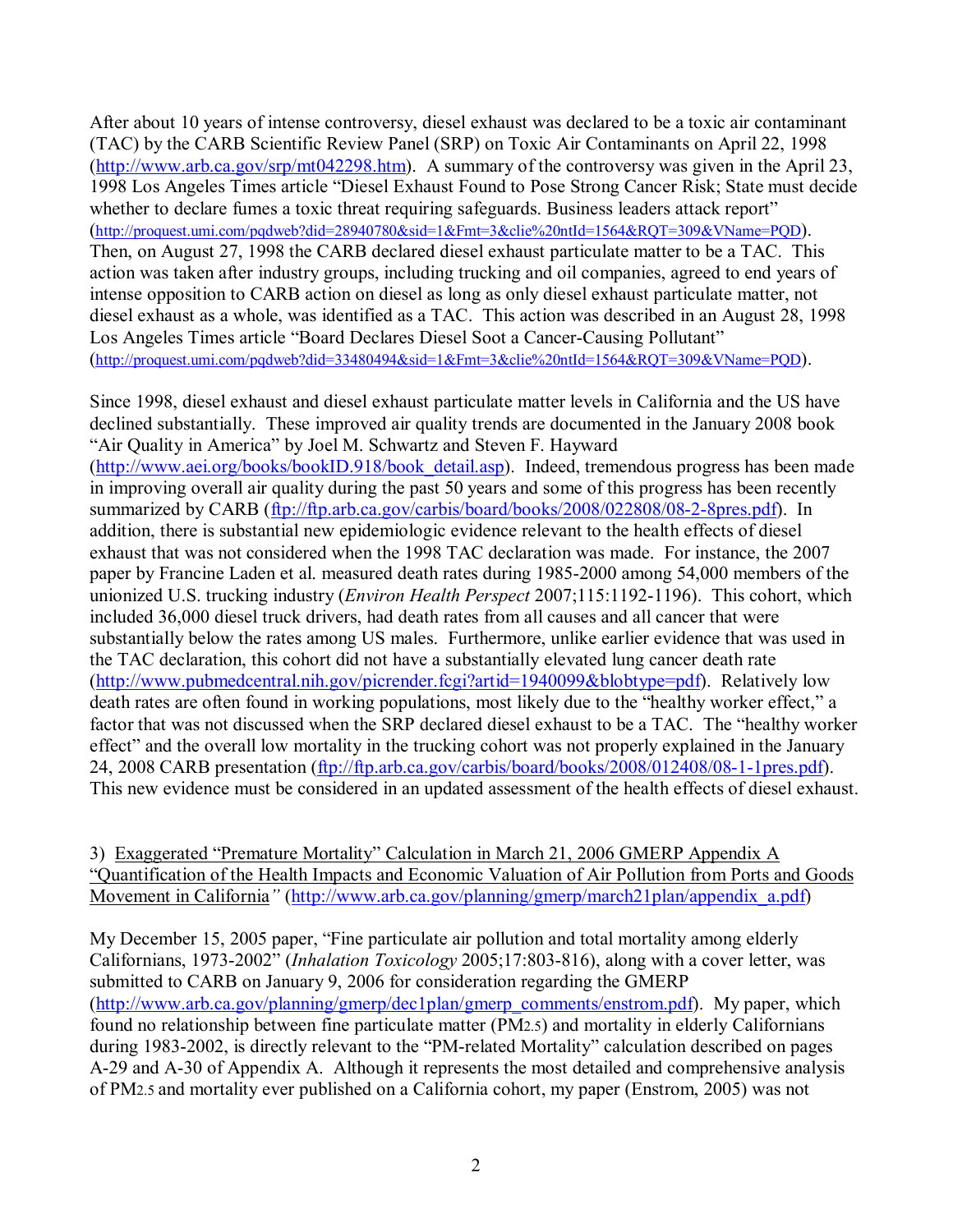After about 10 years of intense controversy, diesel exhaust was declared to be a toxic air contaminant (TAC) by the CARB Scientific Review Panel (SRP) on Toxic Air Contaminants on April 22, 1998 (http://www.arb.ca.gov/srp/mt042298.htm). A summary of the controversy was given in the April 23, 1998 Los Angeles Times article "Diesel Exhaust Found to Pose Strong Cancer Risk; State must decide whether to declare fumes a toxic threat requiring safeguards. Business leaders attack report" (http://proquest.umi.com/pqdweb?did=28940780&sid=1&Fmt=3&clie%20ntId=1564&RQT=309&VName=PQD). Then, on August 27, 1998 the CARB declared diesel exhaust particulate matter to be a TAC. This action was taken after industry groups, including trucking and oil companies, agreed to end years of intense opposition to CARB action on diesel as long as only diesel exhaust particulate matter, not diesel exhaust as a whole, was identified as a TAC. This action was described in an August 28, 1998 Los Angeles Times article "Board Declares Diesel Soot a Cancer-Causing Pollutant" (http://proquest.umi.com/pqdweb?did=33480494&sid=1&Fmt=3&clie%20ntId=1564&RQT=309&VName=PQD).

Since 1998, diesel exhaust and diesel exhaust particulate matter levels in California and the US have declined substantially. These improved air quality trends are documented in the January 2008 book "Air Quality in America" by Joel M. Schwartz and Steven F. Hayward (http://www.aei.org/books/bookID.918/book_detail.asp). Indeed, tremendous progress has been made in improving overall air quality during the past 50 years and some of this progress has been recently summarized by CARB (ftp://ftp.arb.ca.gov/carbis/board/books/2008/022808/08-2-8pres.pdf). In addition, there is substantial new epidemiologic evidence relevant to the health effects of diesel exhaust that was not considered when the 1998 TAC declaration was made. For instance, the 2007 paper by Francine Laden et al. measured death rates during 1985-2000 among 54,000 members of the unionized U.S. trucking industry (*Environ Health Perspect* 2007;115:1192-1196). This cohort, which included 36,000 diesel truck drivers, had death rates from all causes and all cancer that were substantially below the rates among US males. Furthermore, unlike earlier evidence that was used in the TAC declaration, this cohort did not have a substantially elevated lung cancer death rate (http://www.pubmedcentral.nih.gov/picrender.fcgi?artid=1940099&blobtype=pdf). Relatively low death rates are often found in working populations, most likely due to the "healthy worker effect," a factor that was not discussed when the SRP declared diesel exhaust to be a TAC. The "healthy worker effect" and the overall low mortality in the trucking cohort was not properly explained in the January 24, 2008 CARB presentation (ftp://ftp.arb.ca.gov/carbis/board/books/2008/012408/08-1-1pres.pdf). This new evidence must be considered in an updated assessment of the health effects of diesel exhaust.

3) Exaggerated "Premature Mortality" Calculation in March 21, 2006 GMERP Appendix A "Quantification of the Health Impacts and Economic Valuation of Air Pollution from Ports and Goods Movement in California" (http://www.arb.ca.gov/planning/gmerp/march21plan/appendix_a.pdf)

My December 15, 2005 paper, "Fine particulate air pollution and total mortality among elderly Californians, 1973-2002" (*Inhalation Toxicology* 2005;17:803-816), along with a cover letter, was submitted to CARB on January 9, 2006 for consideration regarding the GMERP (http://www.arb.ca.gov/planning/gmerp/dec1plan/gmerp_comments/enstrom.pdf). My paper, which found no relationship between fine particulate matter ($PM_{2.5}$) and mortality in elderly Californians during 1983-2002, is directly relevant to the "PM-related Mortality" calculation described on pages A-29 and A-30 of Appendix A. Although it represents the most detailed and comprehensive analysis of $PM_{2.5}$ and mortality ever published on a California cohort, my paper (Enstrom, 2005) was not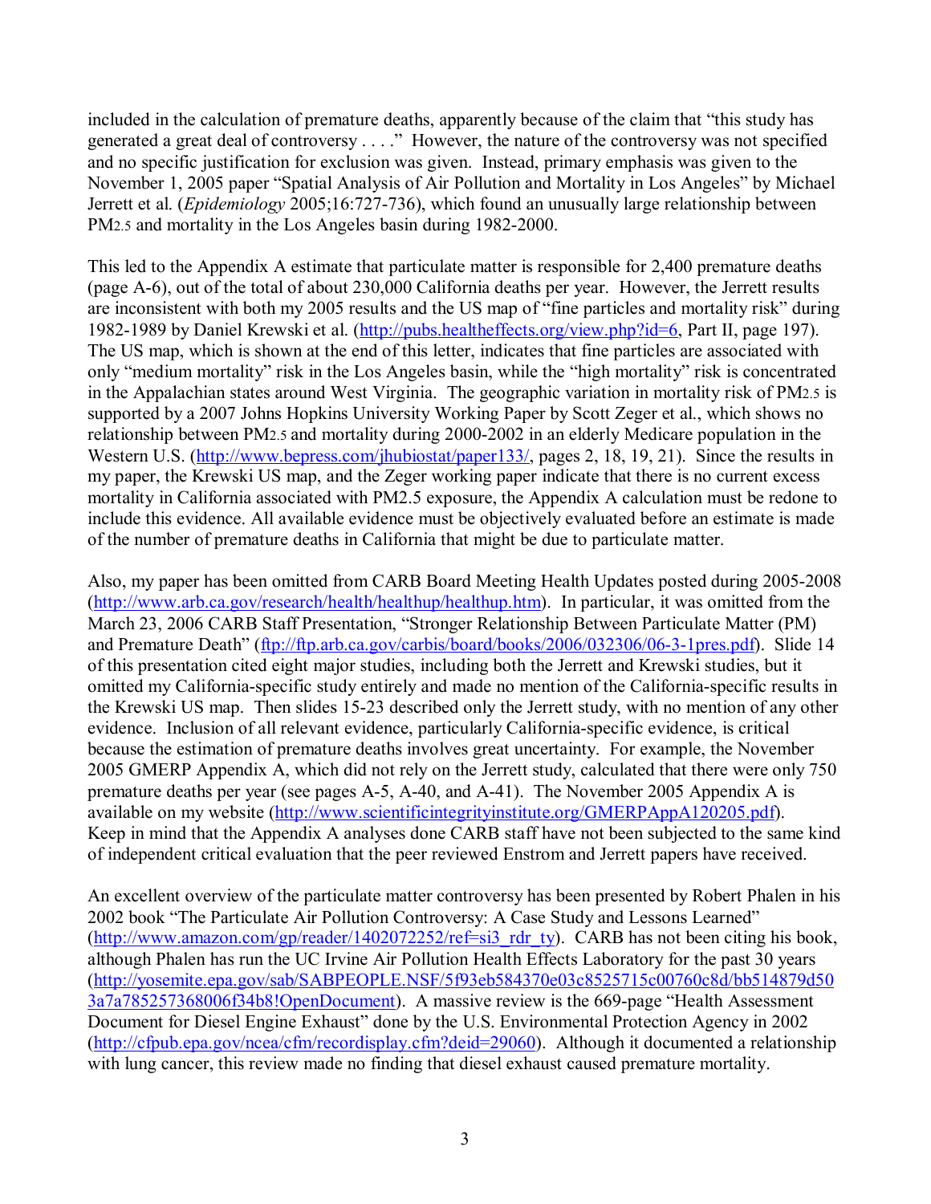included in the calculation of premature deaths, apparently because of the claim that "this study has generated a great deal of controversy . . . ." However, the nature of the controversy was not specified and no specific justification for exclusion was given. Instead, primary emphasis was given to the November 1, 2005 paper "Spatial Analysis of Air Pollution and Mortality in Los Angeles" by Michael Jerrett et al. (*Epidemiology* 2005;16:727-736), which found an unusually large relationship between $PM_{2.5}$ and mortality in the Los Angeles basin during 1982-2000.

This led to the Appendix A estimate that particulate matter is responsible for 2,400 premature deaths (page A-6), out of the total of about 230,000 California deaths per year. However, the Jerrett results are inconsistent with both my 2005 results and the US map of "fine particles and mortality risk" during 1982-1989 by Daniel Krewski et al. (http://pubs.healtheffects.org/view.php?id=6, Part II, page 197). The US map, which is shown at the end of this letter, indicates that fine particles are associated with only "medium mortality" risk in the Los Angeles basin, while the "high mortality" risk is concentrated in the Appalachian states around West Virginia. The geographic variation in mortality risk of $PM_{2.5}$ is supported by a 2007 Johns Hopkins University Working Paper by Scott Zeger et al., which shows no relationship between $PM_{2.5}$ and mortality during 2000-2002 in an elderly Medicare population in the Western U.S. (http://www.bepress.com/jhubiostat/paper133/, pages 2, 18, 19, 21). Since the results in my paper, the Krewski US map, and the Zeger working paper indicate that there is no current excess mortality in California associated with PM2.5 exposure, the Appendix A calculation must be redone to include this evidence. All available evidence must be objectively evaluated before an estimate is made of the number of premature deaths in California that might be due to particulate matter.

Also, my paper has been omitted from CARB Board Meeting Health Updates posted during 2005-2008 (http://www.arb.ca.gov/research/health/healthup/healthup.htm). In particular, it was omitted from the March 23, 2006 CARB Staff Presentation, "Stronger Relationship Between Particulate Matter (PM) and Premature Death" (ftp://ftp.arb.ca.gov/carbis/board/books/2006/032306/06-3-1pres.pdf). Slide 14 of this presentation cited eight major studies, including both the Jerrett and Krewski studies, but it omitted my California-specific study entirely and made no mention of the California-specific results in the Krewski US map. Then slides 15-23 described only the Jerrett study, with no mention of any other evidence. Inclusion of all relevant evidence, particularly California-specific evidence, is critical because the estimation of premature deaths involves great uncertainty. For example, the November 2005 GMERP Appendix A, which did not rely on the Jerrett study, calculated that there were only 750 premature deaths per year (see pages A-5, A-40, and A-41). The November 2005 Appendix A is available on my website (http://www.scientificintegrityinstitute.org/GMERPAppA120205.pdf). Keep in mind that the Appendix A analyses done CARB staff have not been subjected to the same kind of independent critical evaluation that the peer reviewed Enstrom and Jerrett papers have received.

An excellent overview of the particulate matter controversy has been presented by Robert Phalen in his 2002 book "The Particulate Air Pollution Controversy: A Case Study and Lessons Learned" (http://www.amazon.com/gp/reader/1402072252/ref=si3_rdr_ty). CARB has not been citing his book, although Phalen has run the UC Irvine Air Pollution Health Effects Laboratory for the past 30 years (http://yosemite.epa.gov/sab/SABPEOPLE.NSF/5f93eb584370e03c8525715c00760c8d/bb514879d503a7a785257368006f34b8!OpenDocument). A massive review is the 669-page "Health Assessment Document for Diesel Engine Exhaust" done by the U.S. Environmental Protection Agency in 2002 (http://cfpub.epa.gov/ncea/cfm/recordisplay.cfm?deid=29060). Although it documented a relationship with lung cancer, this review made no finding that diesel exhaust caused premature mortality.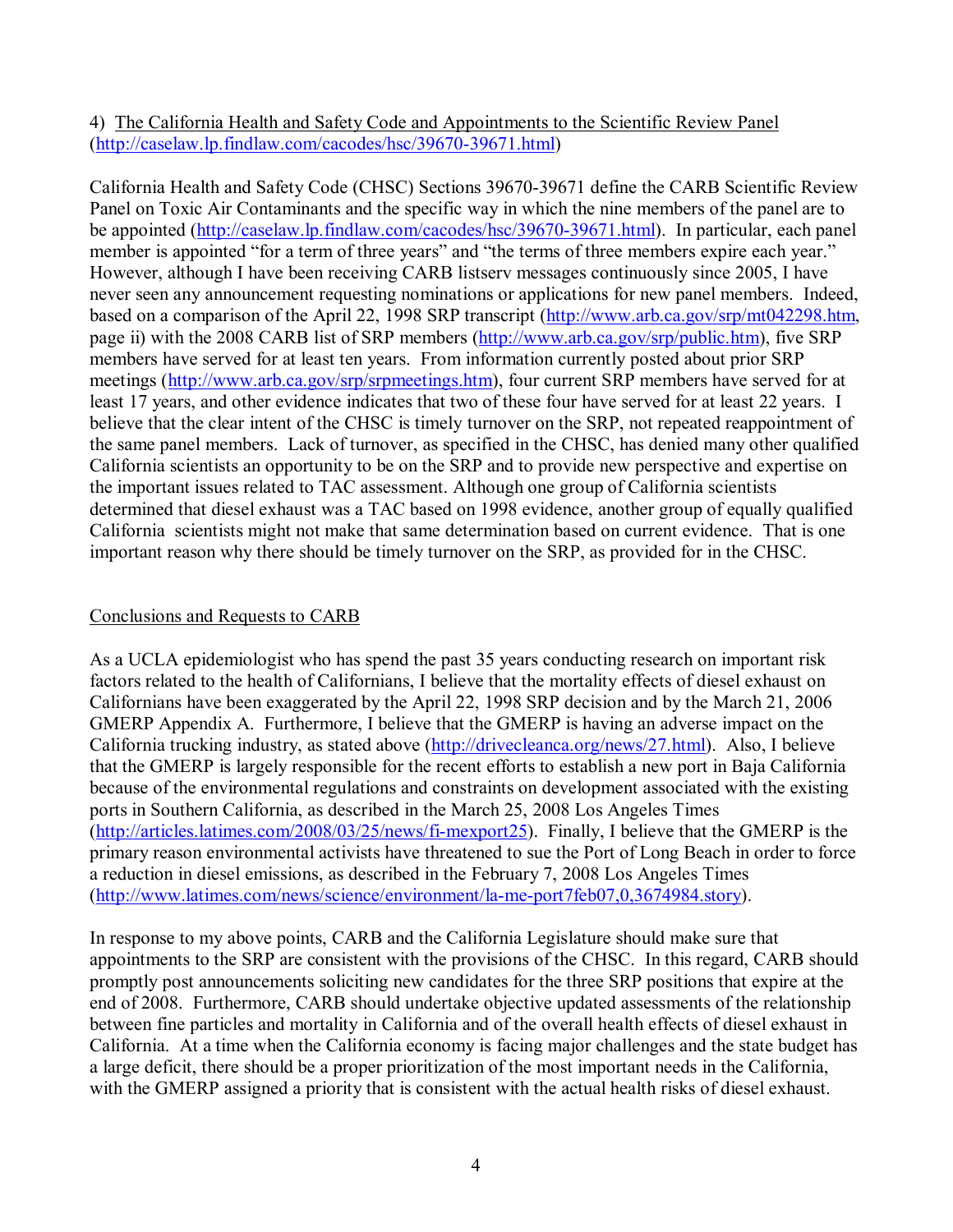4) <u>The California Health and Safety Code and Appointments to the Scientific Review Panel</u> (http://caselaw.lp.findlaw.com/cacodes/hsc/39670-39671.html)

California Health and Safety Code (CHSC) Sections 39670-39671 define the CARB Scientific Review Panel on Toxic Air Contaminants and the specific way in which the nine members of the panel are to be appointed (http://caselaw.lp.findlaw.com/cacodes/hsc/39670-39671.html). In particular, each panel member is appointed "for a term of three years" and "the terms of three members expire each year." However, although I have been receiving CARB listserv messages continuously since 2005, I have never seen any announcement requesting nominations or applications for new panel members. Indeed, based on a comparison of the April 22, 1998 SRP transcript (http://www.arb.ca.gov/srp/mt042298.htm, page ii) with the 2008 CARB list of SRP members (http://www.arb.ca.gov/srp/public.htm), five SRP members have served for at least ten years. From information currently posted about prior SRP meetings (http://www.arb.ca.gov/srp/srpmeetings.htm), four current SRP members have served for at least 17 years, and other evidence indicates that two of these four have served for at least 22 years. I believe that the clear intent of the CHSC is timely turnover on the SRP, not repeated reappointment of the same panel members. Lack of turnover, as specified in the CHSC, has denied many other qualified California scientists an opportunity to be on the SRP and to provide new perspective and expertise on the important issues related to TAC assessment. Although one group of California scientists determined that diesel exhaust was a TAC based on 1998 evidence, another group of equally qualified California scientists might not make that same determination based on current evidence. That is one important reason why there should be timely turnover on the SRP, as provided for in the CHSC.

<u>Conclusions and Requests to CARB</u>

As a UCLA epidemiologist who has spend the past 35 years conducting research on important risk factors related to the health of Californians, I believe that the mortality effects of diesel exhaust on Californians have been exaggerated by the April 22, 1998 SRP decision and by the March 21, 2006 GMERP Appendix A. Furthermore, I believe that the GMERP is having an adverse impact on the California trucking industry, as stated above (http://drivecleanca.org/news/27.html). Also, I believe that the GMERP is largely responsible for the recent efforts to establish a new port in Baja California because of the environmental regulations and constraints on development associated with the existing ports in Southern California, as described in the March 25, 2008 Los Angeles Times (http://articles.latimes.com/2008/03/25/news/fi-mexport25). Finally, I believe that the GMERP is the primary reason environmental activists have threatened to sue the Port of Long Beach in order to force a reduction in diesel emissions, as described in the February 7, 2008 Los Angeles Times (http://www.latimes.com/news/science/environment/la-me-port7feb07,0,3674984.story).

In response to my above points, CARB and the California Legislature should make sure that appointments to the SRP are consistent with the provisions of the CHSC. In this regard, CARB should promptly post announcements soliciting new candidates for the three SRP positions that expire at the end of 2008. Furthermore, CARB should undertake objective updated assessments of the relationship between fine particles and mortality in California and of the overall health effects of diesel exhaust in California. At a time when the California economy is facing major challenges and the state budget has a large deficit, there should be a proper prioritization of the most important needs in the California, with the GMERP assigned a priority that is consistent with the actual health risks of diesel exhaust.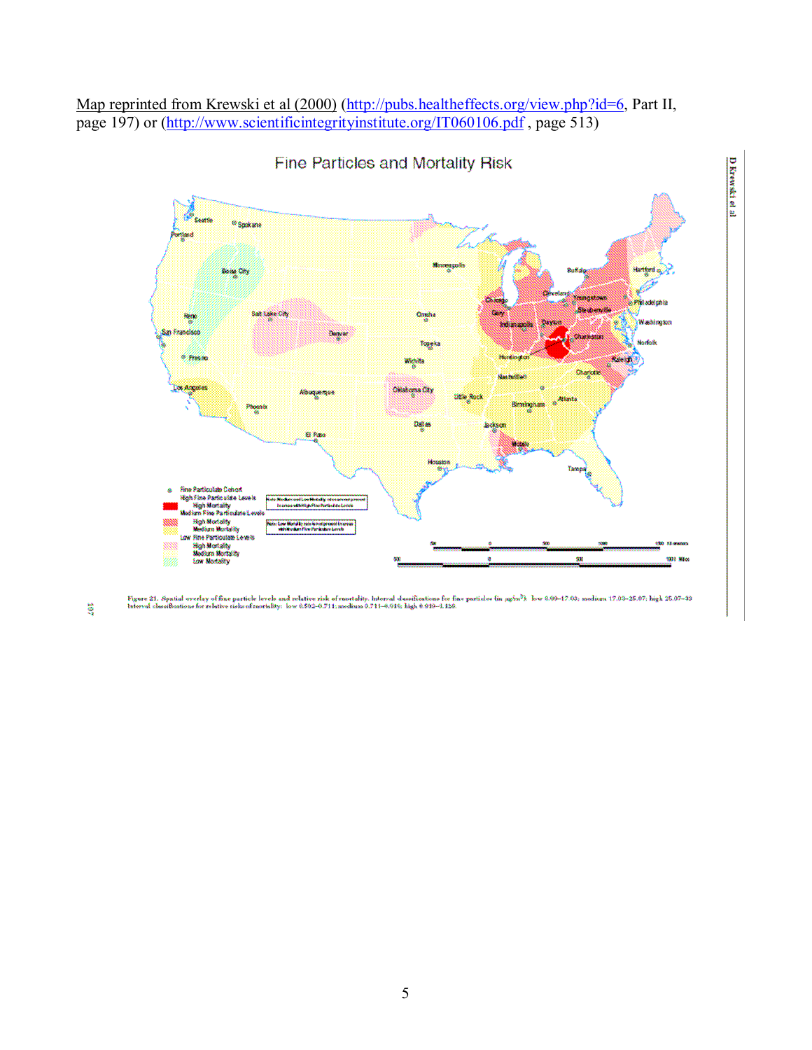Map reprinted from Krewski et al (2000) (http://pubs.healtheffects.org/view.php?id=6, Part II, page 197) or (http://www.scientificintegrityinstitute.org/IT060106.pdf , page 513)

Fine Particles and Mortality Risk

Seattle
Spokane
Portland
Boise City
Reno
San Francisco
Fresno
Salt Lake City
Denver
Los Angeles
Phoenix
Albuquerque
El Paso
Minneapolis
Omaha
Topeka
Wichita
Oklahoma City
Dallas
Houston
Little Rock
Jackson
Mobile
Chicago
Gary
Indianapolis
Dayton
Cleveland
Youngstown
Steubenville
Buffalo
Hartford
Philadelphia
Washington
Norfolk
Charleston
Huntington
Nashville
Raleigh
Charlotte
Atlanta
Birmingham
Tampa

Fine Particulate Cohort
High Fine Particulate Levels
High Mortality
Medium Fine Particulate Levels
High Mortality
Medium Mortality
Low Fine Particulate Levels
High Mortality
Medium Mortality
Low Mortality

Note: Medium and Low Mortality not present in areas with High Fine Particulate Levels

Note: Low Mortality not present in areas with Medium Fine Particulate Levels

Figure 21. Spatial overlay of fine particle levels and relative risk of mortality. Interval classifications for fine particles (in μg/m³): low 9.09–17.03; medium 17.03–25.07; high 25.07–33. Interval classifications for relative risks of mortality: low 0.592–0.711; medium 0.711–0.919; high 0.919–1.120.